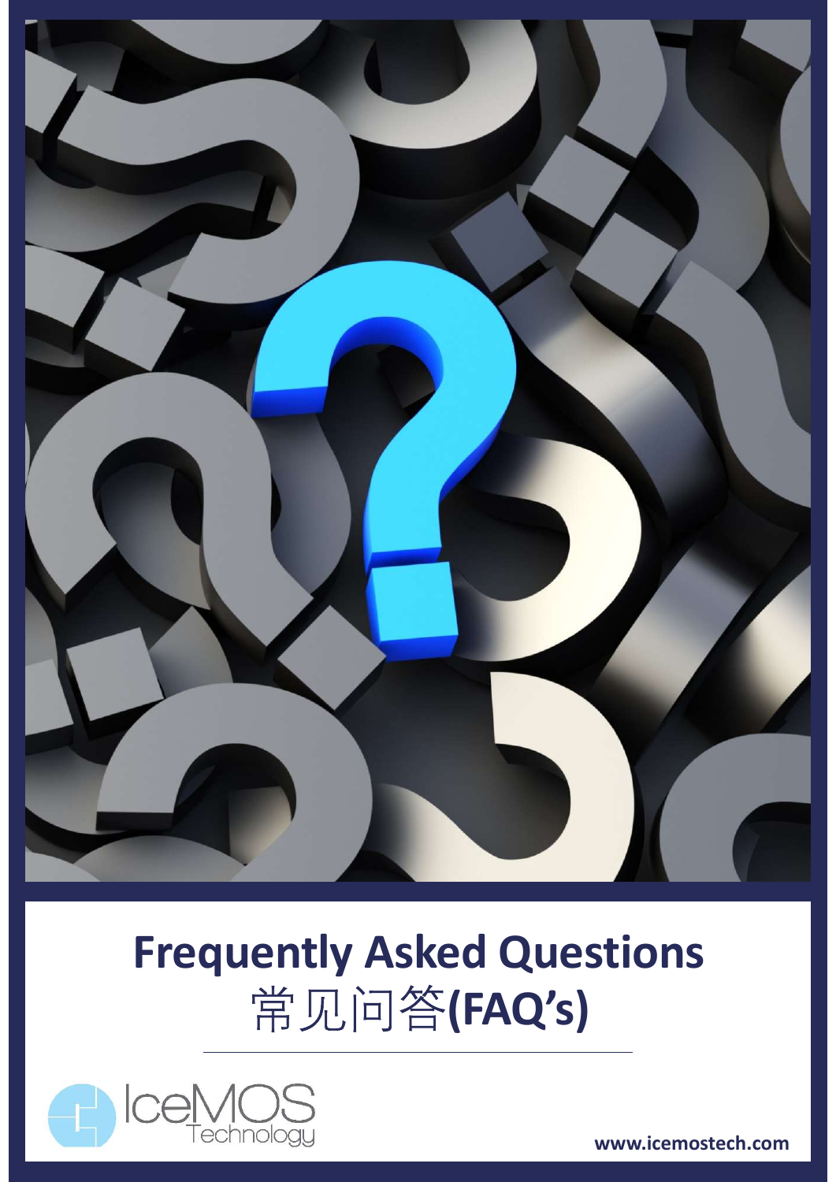# Frequently Asked Questions
# 常见问答(FAQ's)

IceMOS Technology

www.icemostech.com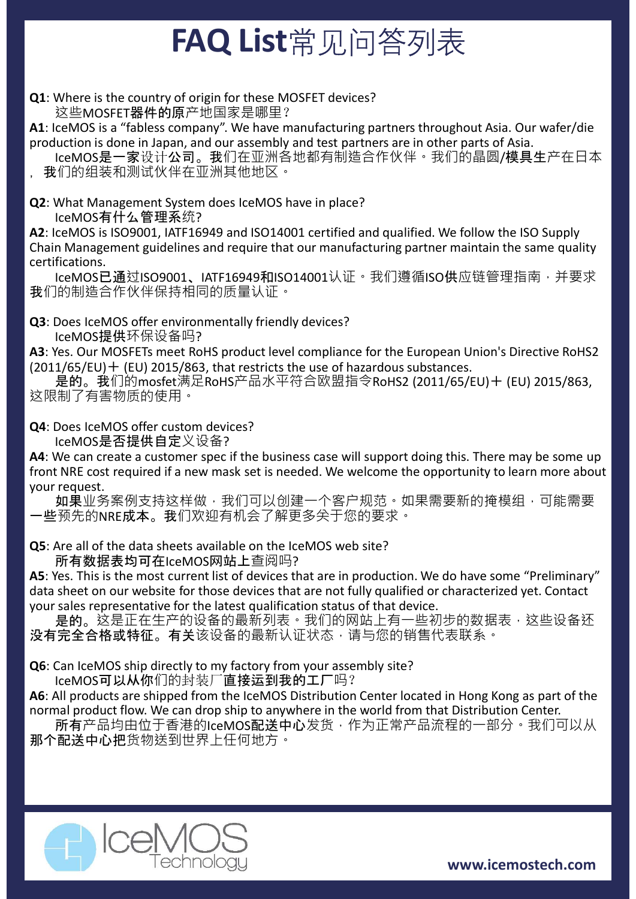# FAQ List常见问答列表

**Q1**: Where is the country of origin for these MOSFET devices?
这些MOSFET器件的原产地国家是哪里？

**A1**: IceMOS is a “fabless company”. We have manufacturing partners throughout Asia. Our wafer/die production is done in Japan, and our assembly and test partners are in other parts of Asia.
IceMOS是一家设计公司。我们在亚洲各地都有制造合作伙伴。我们的晶圆/模具生产在日本，我们的组装和测试伙伴在亚洲其他地区。

**Q2**: What Management System does IceMOS have in place?
IceMOS有什么管理系统?

**A2**: IceMOS is ISO9001, IATF16949 and ISO14001 certified and qualified. We follow the ISO Supply Chain Management guidelines and require that our manufacturing partner maintain the same quality certifications.
IceMOS已通过ISO9001、IATF16949和ISO14001认证。我们遵循ISO供应链管理指南，并要求我们的制造合作伙伴保持相同的质量认证。

**Q3**: Does IceMOS offer environmentally friendly devices?
IceMOS提供环保设备吗?

**A3**: Yes. Our MOSFETs meet RoHS product level compliance for the European Union's Directive RoHS2 (2011/65/EU)＋ (EU) 2015/863, that restricts the use of hazardous substances.
是的。我们的mosfet满足RoHS产品水平符合欧盟指令RoHS2 (2011/65/EU)＋ (EU) 2015/863, 这限制了有害物质的使用。

**Q4**: Does IceMOS offer custom devices?
IceMOS是否提供自定义设备?

**A4**: We can create a customer spec if the business case will support doing this. There may be some up front NRE cost required if a new mask set is needed. We welcome the opportunity to learn more about your request.
如果业务案例支持这样做，我们可以创建一个客户规范。如果需要新的掩模组，可能需要一些预先的NRE成本。我们欢迎有机会了解更多关于您的要求。

**Q5**: Are all of the data sheets available on the IceMOS web site?
所有数据表均可在IceMOS网站上查阅吗?

**A5**: Yes. This is the most current list of devices that are in production. We do have some “Preliminary” data sheet on our website for those devices that are not fully qualified or characterized yet. Contact your sales representative for the latest qualification status of that device.
是的。这是正在生产的设备的最新列表。我们的网站上有一些初步的数据表，这些设备还没有完全合格或特征。有关该设备的最新认证状态，请与您的销售代表联系。

**Q6**: Can IceMOS ship directly to my factory from your assembly site?
IceMOS可以从你们的封装厂直接运到我的工厂吗？

**A6**: All products are shipped from the IceMOS Distribution Center located in Hong Kong as part of the normal product flow. We can drop ship to anywhere in the world from that Distribution Center.
所有产品均由位于香港的IceMOS配送中心发货，作为正常产品流程的一部分。我们可以从那个配送中心把货物送到世界上任何地方。

IceMOS Technology

www.icemostech.com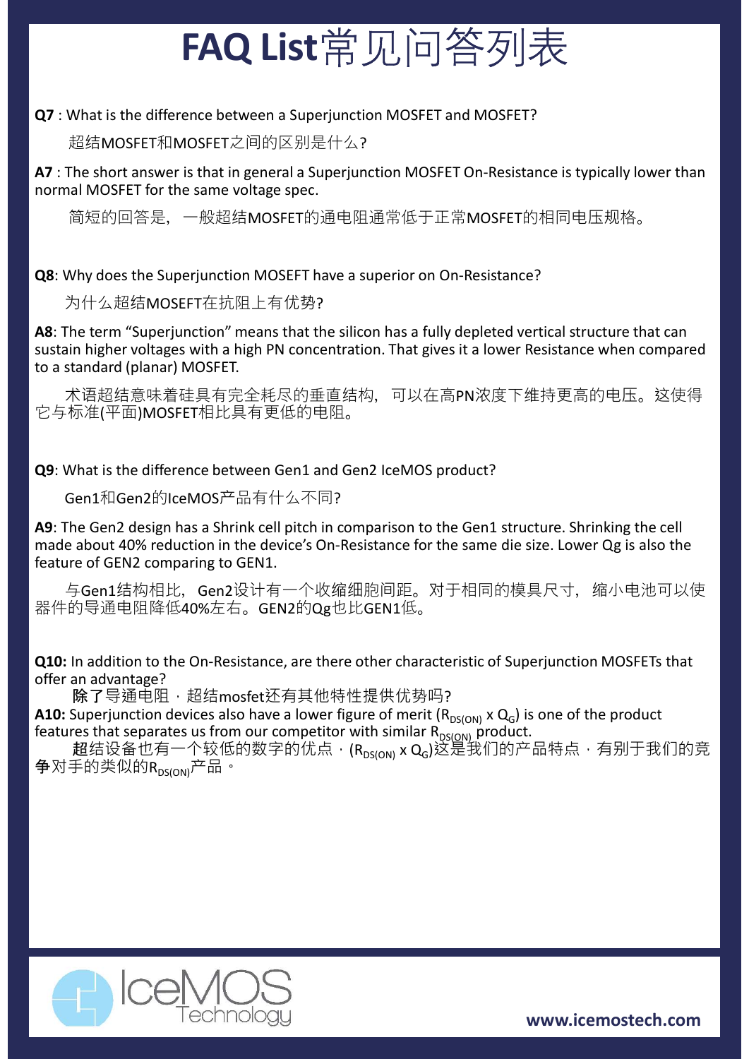# FAQ List常见问答列表

**Q7** : What is the difference between a Superjunction MOSFET and MOSFET?

超结MOSFET和MOSFET之间的区别是什么?

**A7** : The short answer is that in general a Superjunction MOSFET On-Resistance is typically lower than normal MOSFET for the same voltage spec.

简短的回答是，一般超结MOSFET的通电阻通常低于正常MOSFET的相同电压规格。

**Q8**: Why does the Superjunction MOSEFT have a superior on On-Resistance?

为什么超结MOSEFT在抗阻上有优势?

**A8**: The term “Superjunction” means that the silicon has a fully depleted vertical structure that can sustain higher voltages with a high PN concentration. That gives it a lower Resistance when compared to a standard (planar) MOSFET.

术语超结意味着硅具有完全耗尽的垂直结构，可以在高PN浓度下维持更高的电压。这使得它与标准(平面)MOSFET相比具有更低的电阻。

**Q9**: What is the difference between Gen1 and Gen2 IceMOS product?

Gen1和Gen2的IceMOS产品有什么不同?

**A9**: The Gen2 design has a Shrink cell pitch in comparison to the Gen1 structure. Shrinking the cell made about 40% reduction in the device’s On-Resistance for the same die size. Lower Qg is also the feature of GEN2 comparing to GEN1.

与Gen1结构相比，Gen2设计有一个收缩细胞间距。对于相同的模具尺寸，缩小电池可以使器件的导通电阻降低40%左右。GEN2的Qg也比GEN1低。

**Q10:** In addition to the On-Resistance, are there other characteristic of Superjunction MOSFETs that offer an advantage?

除了导通电阻，超结mosfet还有其他特性提供优势吗?

**A10:** Superjunction devices also have a lower figure of merit ($R_{DS(ON)}$ x $Q_G$) is one of the product features that separates us from our competitor with similar $R_{DS(ON)}$ product.

超结设备也有一个较低的数字的优点，($R_{DS(ON)}$ x $Q_G$)这是我们的产品特点，有别于我们的竞争对手的类似的$R_{DS(ON)}$产品。

www.icemostech.com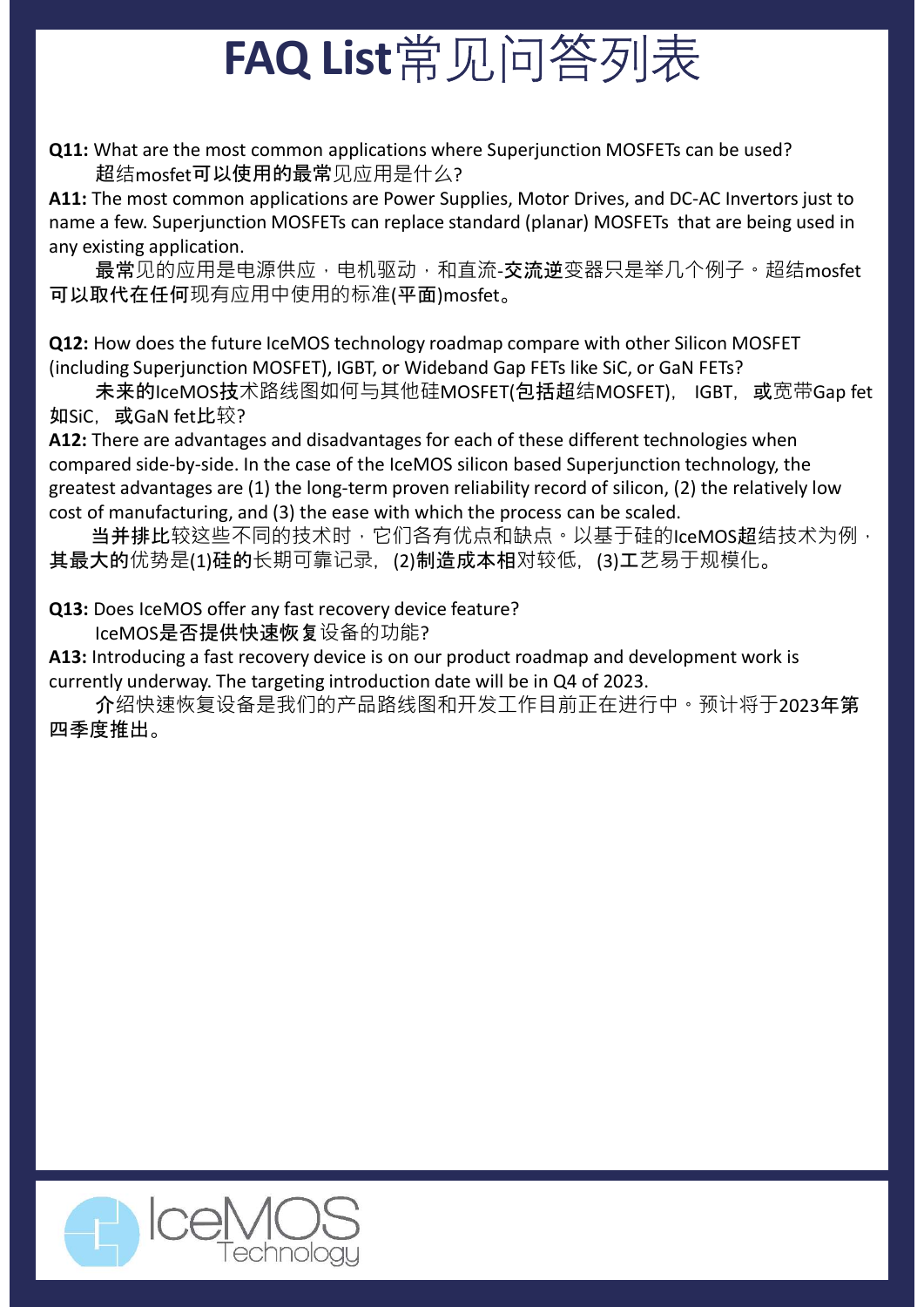# FAQ List常见问答列表

**Q11:** What are the most common applications where Superjunction MOSFETs can be used?

超结mosfet可以使用的最常见应用是什么?

**A11:** The most common applications are Power Supplies, Motor Drives, and DC-AC Invertors just to name a few. Superjunction MOSFETs can replace standard (planar) MOSFETs that are being used in any existing application.

最常见的应用是电源供应，电机驱动，和直流-交流逆变器只是举几个例子。超结mosfet可以取代在任何现有应用中使用的标准(平面)mosfet。

**Q12:** How does the future IceMOS technology roadmap compare with other Silicon MOSFET (including Superjunction MOSFET), IGBT, or Wideband Gap FETs like SiC, or GaN FETs?

未来的IceMOS技术路线图如何与其他硅MOSFET(包括超结MOSFET)，IGBT，或宽带Gap fet如SiC，或GaN fet比较?

**A12:** There are advantages and disadvantages for each of these different technologies when compared side-by-side. In the case of the IceMOS silicon based Superjunction technology, the greatest advantages are (1) the long-term proven reliability record of silicon, (2) the relatively low cost of manufacturing, and (3) the ease with which the process can be scaled.

当并排比较这些不同的技术时，它们各有优点和缺点。以基于硅的IceMOS超结技术为例，其最大的优势是(1)硅的长期可靠记录，(2)制造成本相对较低，(3)工艺易于规模化。

**Q13:** Does IceMOS offer any fast recovery device feature?

IceMOS是否提供快速恢复设备的功能?

**A13:** Introducing a fast recovery device is on our product roadmap and development work is currently underway. The targeting introduction date will be in Q4 of 2023.

介绍快速恢复设备是我们的产品路线图和开发工作目前正在进行中。预计将于2023年第四季度推出。